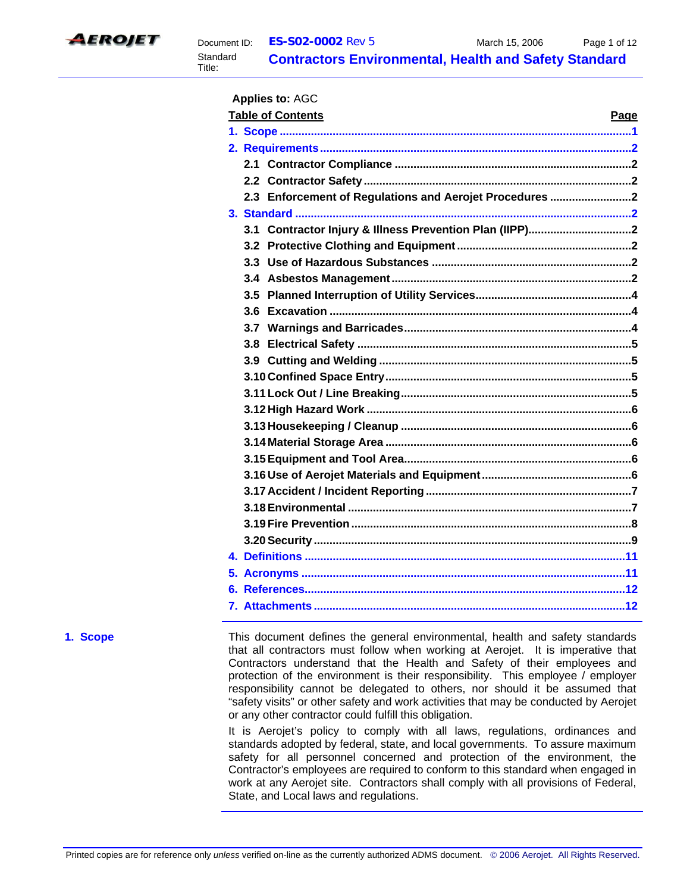**Applies to:** AGC

**Table of Contents** **Page**

| | |
|---|---|
| 1. Scope | 1 |
| 2. Requirements | 2 |
| 2.1 Contractor Compliance | 2 |
| 2.2 Contractor Safety | 2 |
| 2.3 Enforcement of Regulations and Aerojet Procedures | 2 |
| 3. Standard | 2 |
| 3.1 Contractor Injury & Illness Prevention Plan (IIPP) | 2 |
| 3.2 Protective Clothing and Equipment | 2 |
| 3.3 Use of Hazardous Substances | 2 |
| 3.4 Asbestos Management | 2 |
| 3.5 Planned Interruption of Utility Services | 4 |
| 3.6 Excavation | 4 |
| 3.7 Warnings and Barricades | 4 |
| 3.8 Electrical Safety | 5 |
| 3.9 Cutting and Welding | 5 |
| 3.10 Confined Space Entry | 5 |
| 3.11 Lock Out / Line Breaking | 5 |
| 3.12 High Hazard Work | 6 |
| 3.13 Housekeeping / Cleanup | 6 |
| 3.14 Material Storage Area | 6 |
| 3.15 Equipment and Tool Area | 6 |
| 3.16 Use of Aerojet Materials and Equipment | 6 |
| 3.17 Accident / Incident Reporting | 7 |
| 3.18 Environmental | 7 |
| 3.19 Fire Prevention | 8 |
| 3.20 Security | 9 |
| 4. Definitions | 11 |
| 5. Acronyms | 11 |
| 6. References | 12 |
| 7. Attachments | 12 |

## 1. Scope

This document defines the general environmental, health and safety standards that all contractors must follow when working at Aerojet. It is imperative that Contractors understand that the Health and Safety of their employees and protection of the environment is their responsibility. This employee / employer responsibility cannot be delegated to others, nor should it be assumed that "safety visits" or other safety and work activities that may be conducted by Aerojet or any other contractor could fulfill this obligation.

It is Aerojet's policy to comply with all laws, regulations, ordinances and standards adopted by federal, state, and local governments. To assure maximum safety for all personnel concerned and protection of the environment, the Contractor's employees are required to conform to this standard when engaged in work at any Aerojet site. Contractors shall comply with all provisions of Federal, State, and Local laws and regulations.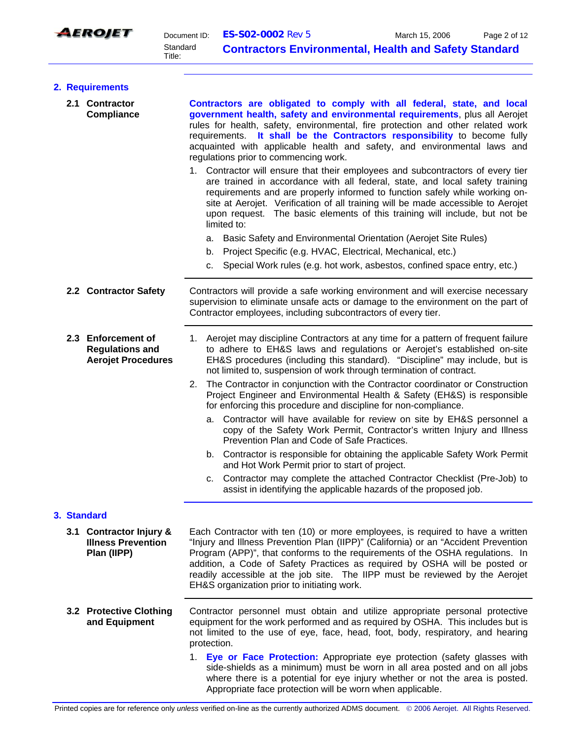## 2. Requirements

### 2.1 Contractor Compliance

**Contractors are obligated to comply with all federal, state, and local government health, safety and environmental requirements**, plus all Aerojet rules for health, safety, environmental, fire protection and other related work requirements. **It shall be the Contractors responsibility** to become fully acquainted with applicable health and safety, and environmental laws and regulations prior to commencing work.

1. Contractor will ensure that their employees and subcontractors of every tier are trained in accordance with all federal, state, and local safety training requirements and are properly informed to function safely while working on-site at Aerojet. Verification of all training will be made accessible to Aerojet upon request. The basic elements of this training will include, but not be limited to:
   a. Basic Safety and Environmental Orientation (Aerojet Site Rules)
   b. Project Specific (e.g. HVAC, Electrical, Mechanical, etc.)
   c. Special Work rules (e.g. hot work, asbestos, confined space entry, etc.)

### 2.2 Contractor Safety

Contractors will provide a safe working environment and will exercise necessary supervision to eliminate unsafe acts or damage to the environment on the part of Contractor employees, including subcontractors of every tier.

### 2.3 Enforcement of Regulations and Aerojet Procedures

1. Aerojet may discipline Contractors at any time for a pattern of frequent failure to adhere to EH&S laws and regulations or Aerojet's established on-site EH&S procedures (including this standard). "Discipline" may include, but is not limited to, suspension of work through termination of contract.
2. The Contractor in conjunction with the Contractor coordinator or Construction Project Engineer and Environmental Health & Safety (EH&S) is responsible for enforcing this procedure and discipline for non-compliance.
   a. Contractor will have available for review on site by EH&S personnel a copy of the Safety Work Permit, Contractor's written Injury and Illness Prevention Plan and Code of Safe Practices.
   b. Contractor is responsible for obtaining the applicable Safety Work Permit and Hot Work Permit prior to start of project.
   c. Contractor may complete the attached Contractor Checklist (Pre-Job) to assist in identifying the applicable hazards of the proposed job.

## 3. Standard

### 3.1 Contractor Injury & Illness Prevention Plan (IIPP)

Each Contractor with ten (10) or more employees, is required to have a written "Injury and Illness Prevention Plan (IIPP)" (California) or an "Accident Prevention Program (APP)", that conforms to the requirements of the OSHA regulations. In addition, a Code of Safety Practices as required by OSHA will be posted or readily accessible at the job site. The IIPP must be reviewed by the Aerojet EH&S organization prior to initiating work.

### 3.2 Protective Clothing and Equipment

Contractor personnel must obtain and utilize appropriate personal protective equipment for the work performed and as required by OSHA. This includes but is not limited to the use of eye, face, head, foot, body, respiratory, and hearing protection.

1. **Eye or Face Protection:** Appropriate eye protection (safety glasses with side-shields as a minimum) must be worn in all area posted and on all jobs where there is a potential for eye injury whether or not the area is posted. Appropriate face protection will be worn when applicable.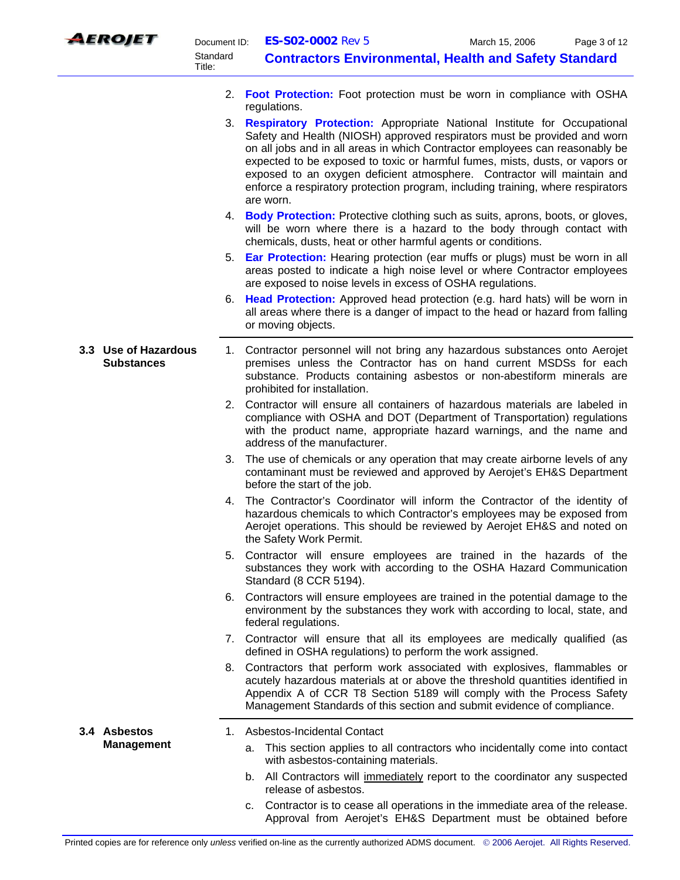2. **Foot Protection:** Foot protection must be worn in compliance with OSHA regulations.
3. **Respiratory Protection:** Appropriate National Institute for Occupational Safety and Health (NIOSH) approved respirators must be provided and worn on all jobs and in all areas in which Contractor employees can reasonably be expected to be exposed to toxic or harmful fumes, mists, dusts, or vapors or exposed to an oxygen deficient atmosphere. Contractor will maintain and enforce a respiratory protection program, including training, where respirators are worn.
4. **Body Protection:** Protective clothing such as suits, aprons, boots, or gloves, will be worn where there is a hazard to the body through contact with chemicals, dusts, heat or other harmful agents or conditions.
5. **Ear Protection:** Hearing protection (ear muffs or plugs) must be worn in all areas posted to indicate a high noise level or where Contractor employees are exposed to noise levels in excess of OSHA regulations.
6. **Head Protection:** Approved head protection (e.g. hard hats) will be worn in all areas where there is a danger of impact to the head or hazard from falling or moving objects.

## 3.3 Use of Hazardous Substances

1. Contractor personnel will not bring any hazardous substances onto Aerojet premises unless the Contractor has on hand current MSDSs for each substance. Products containing asbestos or non-abestiform minerals are prohibited for installation.
2. Contractor will ensure all containers of hazardous materials are labeled in compliance with OSHA and DOT (Department of Transportation) regulations with the product name, appropriate hazard warnings, and the name and address of the manufacturer.
3. The use of chemicals or any operation that may create airborne levels of any contaminant must be reviewed and approved by Aerojet's EH&S Department before the start of the job.
4. The Contractor's Coordinator will inform the Contractor of the identity of hazardous chemicals to which Contractor's employees may be exposed from Aerojet operations. This should be reviewed by Aerojet EH&S and noted on the Safety Work Permit.
5. Contractor will ensure employees are trained in the hazards of the substances they work with according to the OSHA Hazard Communication Standard (8 CCR 5194).
6. Contractors will ensure employees are trained in the potential damage to the environment by the substances they work with according to local, state, and federal regulations.
7. Contractor will ensure that all its employees are medically qualified (as defined in OSHA regulations) to perform the work assigned.
8. Contractors that perform work associated with explosives, flammables or acutely hazardous materials at or above the threshold quantities identified in Appendix A of CCR T8 Section 5189 will comply with the Process Safety Management Standards of this section and submit evidence of compliance.

## 3.4 Asbestos Management

1. Asbestos-Incidental Contact
   a. This section applies to all contractors who incidentally come into contact with asbestos-containing materials.
   b. All Contractors will immediately report to the coordinator any suspected release of asbestos.
   c. Contractor is to cease all operations in the immediate area of the release. Approval from Aerojet's EH&S Department must be obtained before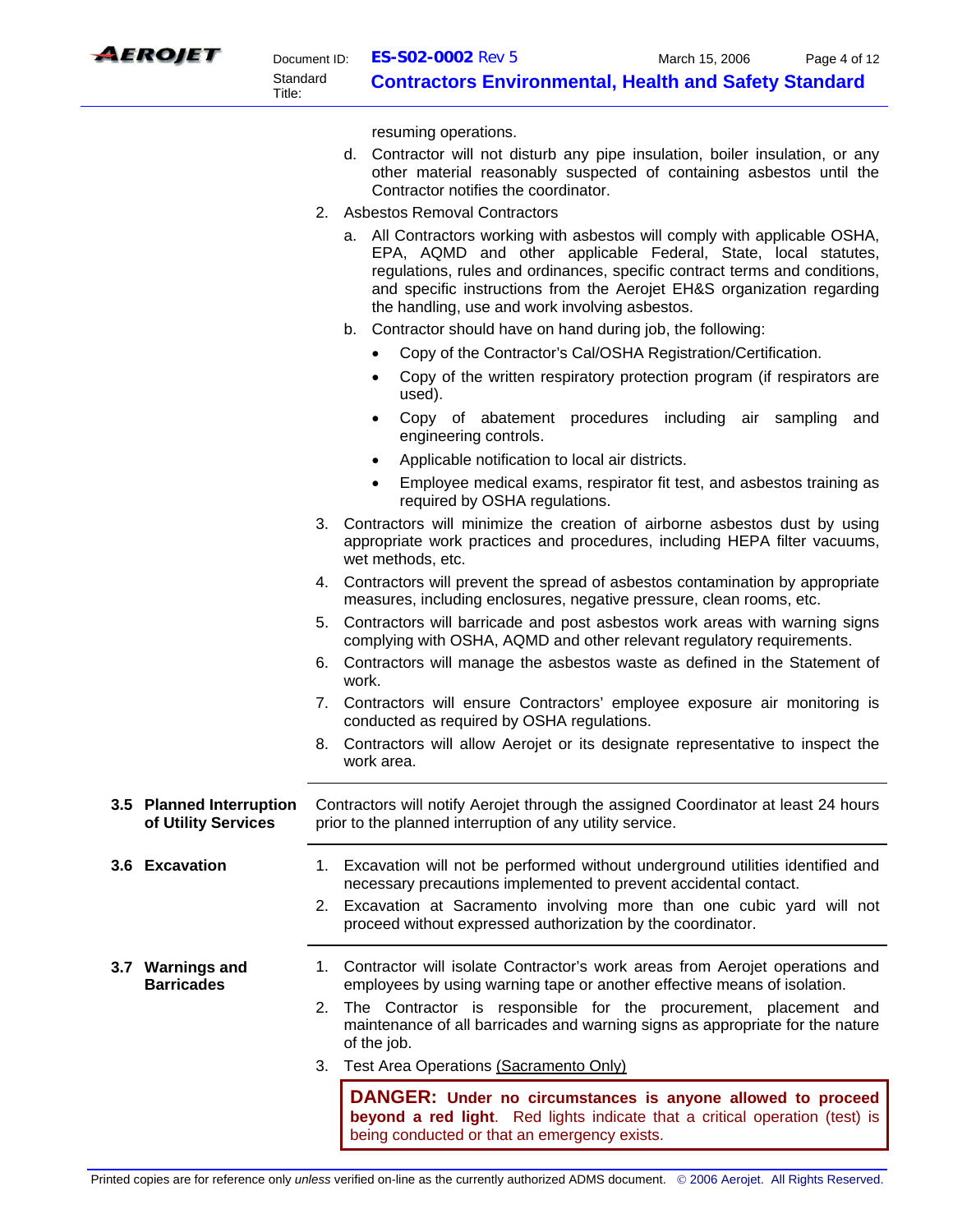resuming operations.

   d. Contractor will not disturb any pipe insulation, boiler insulation, or any other material reasonably suspected of containing asbestos until the Contractor notifies the coordinator.

2. Asbestos Removal Contractors

   a. All Contractors working with asbestos will comply with applicable OSHA, EPA, AQMD and other applicable Federal, State, local statutes, regulations, rules and ordinances, specific contract terms and conditions, and specific instructions from the Aerojet EH&S organization regarding the handling, use and work involving asbestos.

   b. Contractor should have on hand during job, the following:

      - Copy of the Contractor's Cal/OSHA Registration/Certification.
      - Copy of the written respiratory protection program (if respirators are used).
      - Copy of abatement procedures including air sampling and engineering controls.
      - Applicable notification to local air districts.
      - Employee medical exams, respirator fit test, and asbestos training as required by OSHA regulations.

3. Contractors will minimize the creation of airborne asbestos dust by using appropriate work practices and procedures, including HEPA filter vacuums, wet methods, etc.

4. Contractors will prevent the spread of asbestos contamination by appropriate measures, including enclosures, negative pressure, clean rooms, etc.

5. Contractors will barricade and post asbestos work areas with warning signs complying with OSHA, AQMD and other relevant regulatory requirements.

6. Contractors will manage the asbestos waste as defined in the Statement of work.

7. Contractors will ensure Contractors' employee exposure air monitoring is conducted as required by OSHA regulations.

8. Contractors will allow Aerojet or its designate representative to inspect the work area.

---

### 3.5 Planned Interruption of Utility Services

Contractors will notify Aerojet through the assigned Coordinator at least 24 hours prior to the planned interruption of any utility service.

---

### 3.6 Excavation

1. Excavation will not be performed without underground utilities identified and necessary precautions implemented to prevent accidental contact.
2. Excavation at Sacramento involving more than one cubic yard will not proceed without expressed authorization by the coordinator.

---

### 3.7 Warnings and Barricades

1. Contractor will isolate Contractor's work areas from Aerojet operations and employees by using warning tape or another effective means of isolation.
2. The Contractor is responsible for the procurement, placement and maintenance of all barricades and warning signs as appropriate for the nature of the job.
3. Test Area Operations (Sacramento Only)

> **DANGER: Under no circumstances is anyone allowed to proceed beyond a red light**. Red lights indicate that a critical operation (test) is being conducted or that an emergency exists.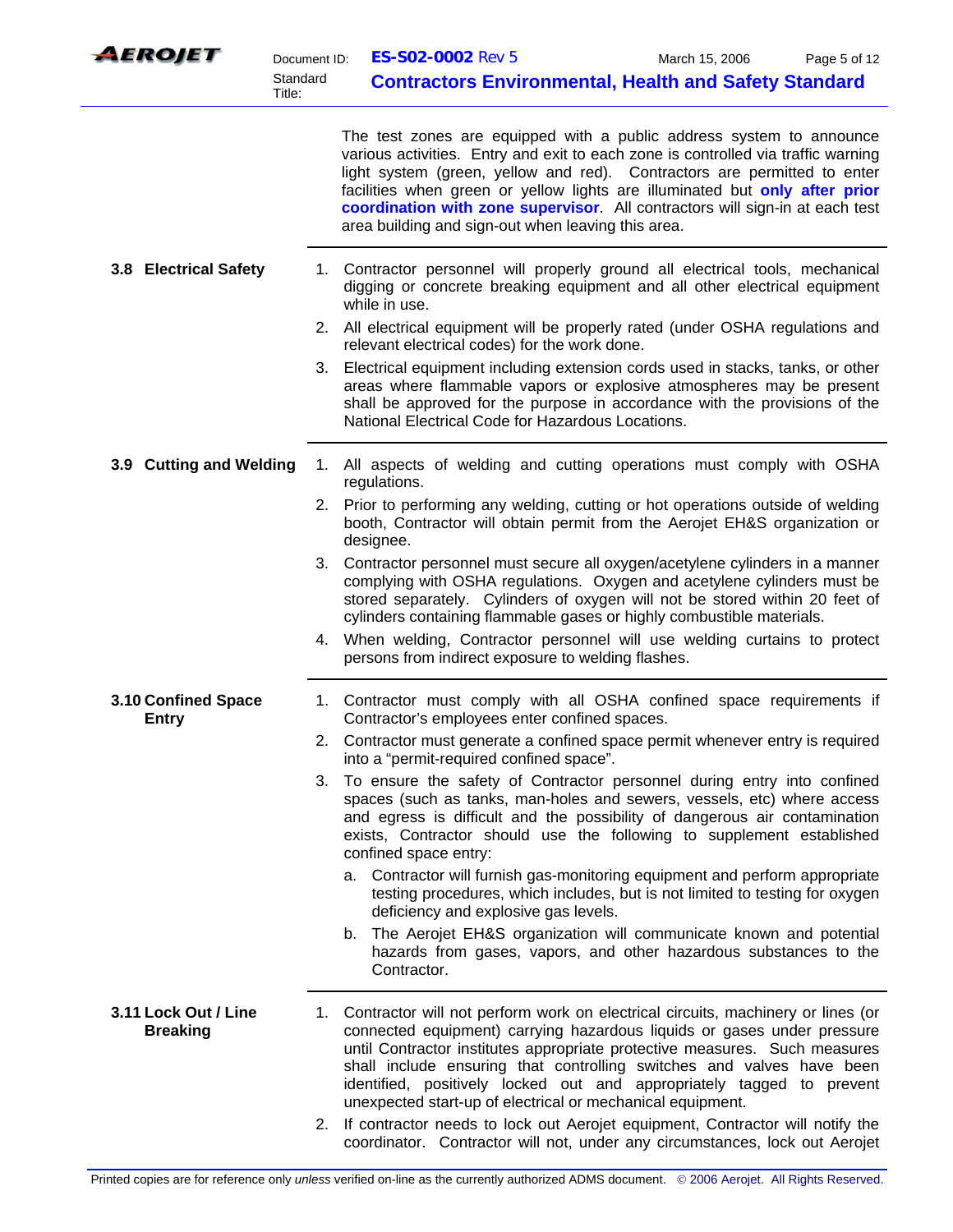The test zones are equipped with a public address system to announce various activities. Entry and exit to each zone is controlled via traffic warning light system (green, yellow and red). Contractors are permitted to enter facilities when green or yellow lights are illuminated but **only after prior coordination with zone supervisor**. All contractors will sign-in at each test area building and sign-out when leaving this area.

### 3.8 Electrical Safety

1. Contractor personnel will properly ground all electrical tools, mechanical digging or concrete breaking equipment and all other electrical equipment while in use.
2. All electrical equipment will be properly rated (under OSHA regulations and relevant electrical codes) for the work done.
3. Electrical equipment including extension cords used in stacks, tanks, or other areas where flammable vapors or explosive atmospheres may be present shall be approved for the purpose in accordance with the provisions of the National Electrical Code for Hazardous Locations.

### 3.9 Cutting and Welding

1. All aspects of welding and cutting operations must comply with OSHA regulations.
2. Prior to performing any welding, cutting or hot operations outside of welding booth, Contractor will obtain permit from the Aerojet EH&S organization or designee.
3. Contractor personnel must secure all oxygen/acetylene cylinders in a manner complying with OSHA regulations. Oxygen and acetylene cylinders must be stored separately. Cylinders of oxygen will not be stored within 20 feet of cylinders containing flammable gases or highly combustible materials.
4. When welding, Contractor personnel will use welding curtains to protect persons from indirect exposure to welding flashes.

### 3.10 Confined Space Entry

1. Contractor must comply with all OSHA confined space requirements if Contractor's employees enter confined spaces.
2. Contractor must generate a confined space permit whenever entry is required into a "permit-required confined space".
3. To ensure the safety of Contractor personnel during entry into confined spaces (such as tanks, man-holes and sewers, vessels, etc) where access and egress is difficult and the possibility of dangerous air contamination exists, Contractor should use the following to supplement established confined space entry:
   a. Contractor will furnish gas-monitoring equipment and perform appropriate testing procedures, which includes, but is not limited to testing for oxygen deficiency and explosive gas levels.
   b. The Aerojet EH&S organization will communicate known and potential hazards from gases, vapors, and other hazardous substances to the Contractor.

### 3.11 Lock Out / Line Breaking

1. Contractor will not perform work on electrical circuits, machinery or lines (or connected equipment) carrying hazardous liquids or gases under pressure until Contractor institutes appropriate protective measures. Such measures shall include ensuring that controlling switches and valves have been identified, positively locked out and appropriately tagged to prevent unexpected start-up of electrical or mechanical equipment.
2. If contractor needs to lock out Aerojet equipment, Contractor will notify the coordinator. Contractor will not, under any circumstances, lock out Aerojet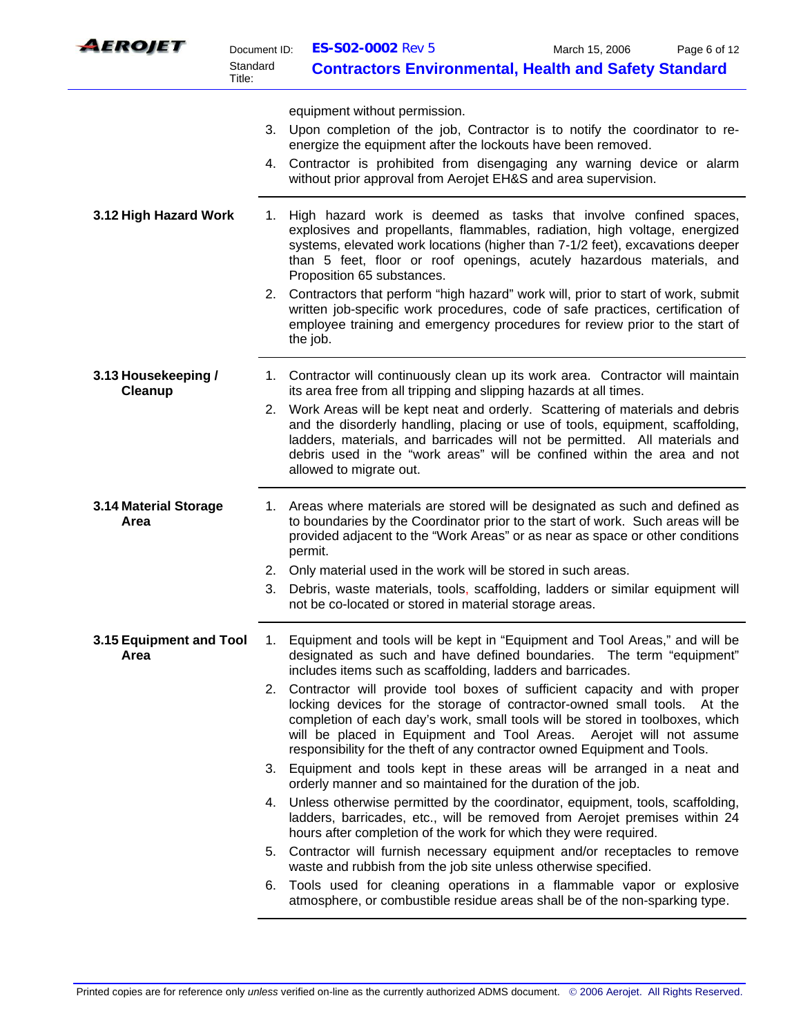equipment without permission.

3. Upon completion of the job, Contractor is to notify the coordinator to re-energize the equipment after the lockouts have been removed.
4. Contractor is prohibited from disengaging any warning device or alarm without prior approval from Aerojet EH&S and area supervision.

### 3.12 High Hazard Work

1. High hazard work is deemed as tasks that involve confined spaces, explosives and propellants, flammables, radiation, high voltage, energized systems, elevated work locations (higher than 7-1/2 feet), excavations deeper than 5 feet, floor or roof openings, acutely hazardous materials, and Proposition 65 substances.
2. Contractors that perform "high hazard" work will, prior to start of work, submit written job-specific work procedures, code of safe practices, certification of employee training and emergency procedures for review prior to the start of the job.

### 3.13 Housekeeping / Cleanup

1. Contractor will continuously clean up its work area. Contractor will maintain its area free from all tripping and slipping hazards at all times.
2. Work Areas will be kept neat and orderly. Scattering of materials and debris and the disorderly handling, placing or use of tools, equipment, scaffolding, ladders, materials, and barricades will not be permitted. All materials and debris used in the "work areas" will be confined within the area and not allowed to migrate out.

### 3.14 Material Storage Area

1. Areas where materials are stored will be designated as such and defined as to boundaries by the Coordinator prior to the start of work. Such areas will be provided adjacent to the "Work Areas" or as near as space or other conditions permit.
2. Only material used in the work will be stored in such areas.
3. Debris, waste materials, tools, scaffolding, ladders or similar equipment will not be co-located or stored in material storage areas.

### 3.15 Equipment and Tool Area

1. Equipment and tools will be kept in "Equipment and Tool Areas," and will be designated as such and have defined boundaries. The term "equipment" includes items such as scaffolding, ladders and barricades.
2. Contractor will provide tool boxes of sufficient capacity and with proper locking devices for the storage of contractor-owned small tools. At the completion of each day's work, small tools will be stored in toolboxes, which will be placed in Equipment and Tool Areas. Aerojet will not assume responsibility for the theft of any contractor owned Equipment and Tools.
3. Equipment and tools kept in these areas will be arranged in a neat and orderly manner and so maintained for the duration of the job.
4. Unless otherwise permitted by the coordinator, equipment, tools, scaffolding, ladders, barricades, etc., will be removed from Aerojet premises within 24 hours after completion of the work for which they were required.
5. Contractor will furnish necessary equipment and/or receptacles to remove waste and rubbish from the job site unless otherwise specified.
6. Tools used for cleaning operations in a flammable vapor or explosive atmosphere, or combustible residue areas shall be of the non-sparking type.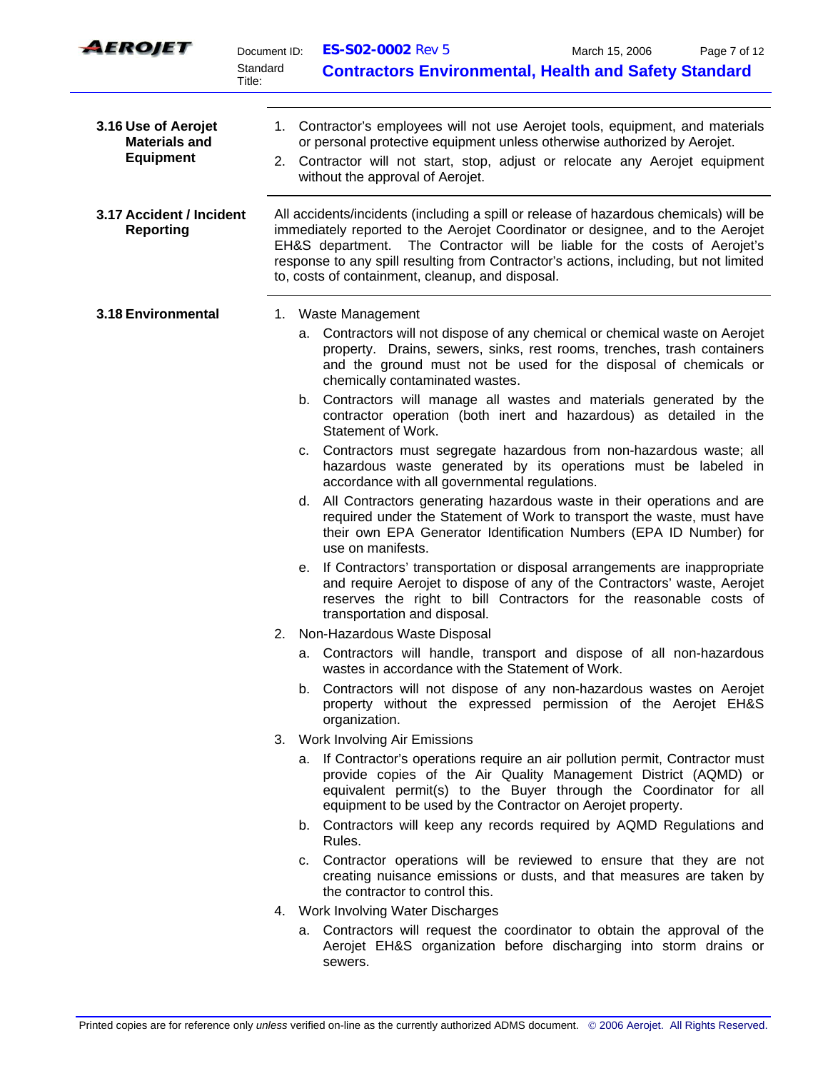### 3.16 Use of Aerojet Materials and Equipment

1. Contractor's employees will not use Aerojet tools, equipment, and materials or personal protective equipment unless otherwise authorized by Aerojet.
2. Contractor will not start, stop, adjust or relocate any Aerojet equipment without the approval of Aerojet.

### 3.17 Accident / Incident Reporting

All accidents/incidents (including a spill or release of hazardous chemicals) will be immediately reported to the Aerojet Coordinator or designee, and to the Aerojet EH&S department. The Contractor will be liable for the costs of Aerojet's response to any spill resulting from Contractor's actions, including, but not limited to, costs of containment, cleanup, and disposal.

### 3.18 Environmental

1. Waste Management
   a. Contractors will not dispose of any chemical or chemical waste on Aerojet property. Drains, sewers, sinks, rest rooms, trenches, trash containers and the ground must not be used for the disposal of chemicals or chemically contaminated wastes.
   b. Contractors will manage all wastes and materials generated by the contractor operation (both inert and hazardous) as detailed in the Statement of Work.
   c. Contractors must segregate hazardous from non-hazardous waste; all hazardous waste generated by its operations must be labeled in accordance with all governmental regulations.
   d. All Contractors generating hazardous waste in their operations and are required under the Statement of Work to transport the waste, must have their own EPA Generator Identification Numbers (EPA ID Number) for use on manifests.
   e. If Contractors' transportation or disposal arrangements are inappropriate and require Aerojet to dispose of any of the Contractors' waste, Aerojet reserves the right to bill Contractors for the reasonable costs of transportation and disposal.
2. Non-Hazardous Waste Disposal
   a. Contractors will handle, transport and dispose of all non-hazardous wastes in accordance with the Statement of Work.
   b. Contractors will not dispose of any non-hazardous wastes on Aerojet property without the expressed permission of the Aerojet EH&S organization.
3. Work Involving Air Emissions
   a. If Contractor's operations require an air pollution permit, Contractor must provide copies of the Air Quality Management District (AQMD) or equivalent permit(s) to the Buyer through the Coordinator for all equipment to be used by the Contractor on Aerojet property.
   b. Contractors will keep any records required by AQMD Regulations and Rules.
   c. Contractor operations will be reviewed to ensure that they are not creating nuisance emissions or dusts, and that measures are taken by the contractor to control this.
4. Work Involving Water Discharges
   a. Contractors will request the coordinator to obtain the approval of the Aerojet EH&S organization before discharging into storm drains or sewers.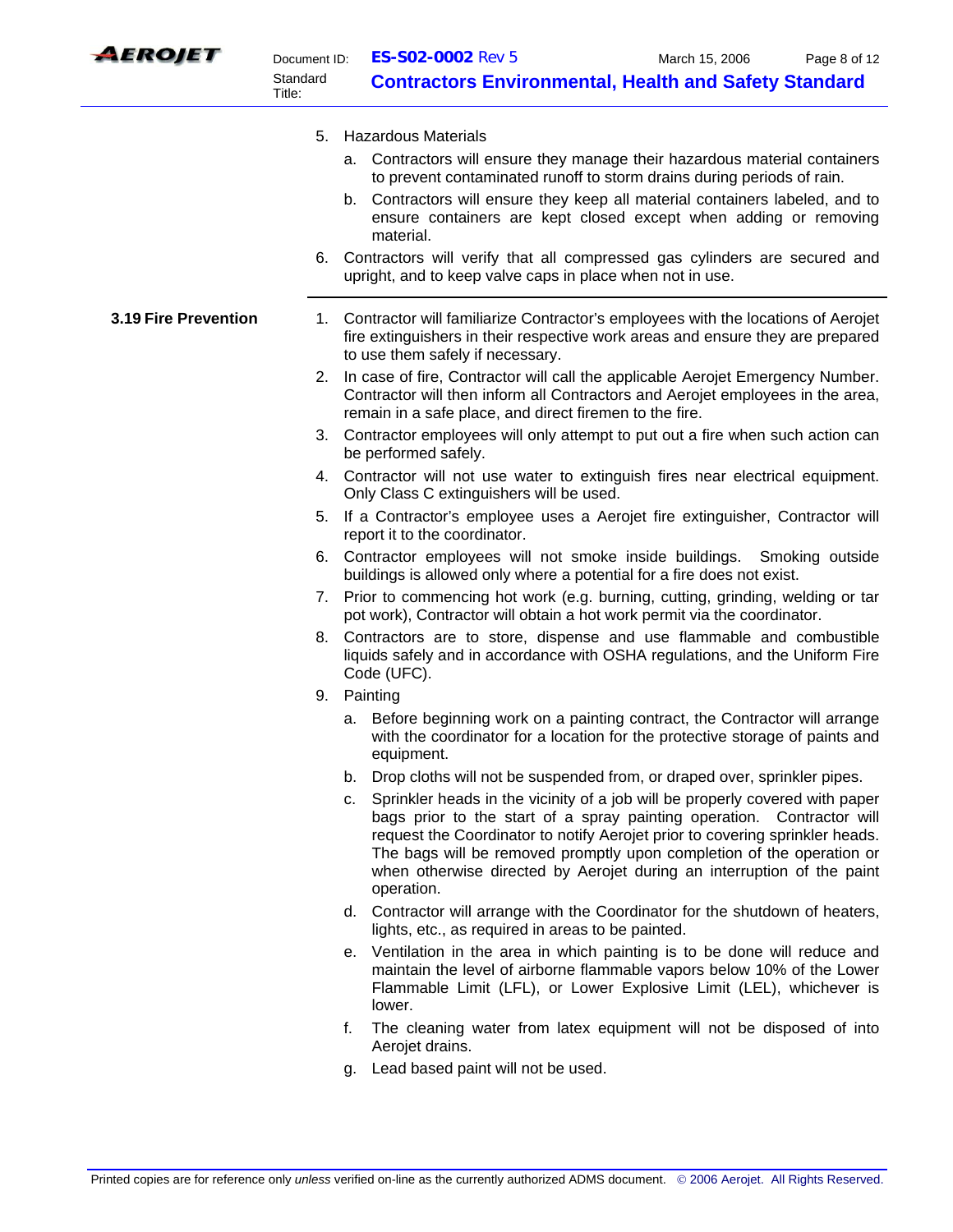5. Hazardous Materials
   a. Contractors will ensure they manage their hazardous material containers to prevent contaminated runoff to storm drains during periods of rain.
   b. Contractors will ensure they keep all material containers labeled, and to ensure containers are kept closed except when adding or removing material.
6. Contractors will verify that all compressed gas cylinders are secured and upright, and to keep valve caps in place when not in use.

---

**3.19 Fire Prevention**

1. Contractor will familiarize Contractor's employees with the locations of Aerojet fire extinguishers in their respective work areas and ensure they are prepared to use them safely if necessary.
2. In case of fire, Contractor will call the applicable Aerojet Emergency Number. Contractor will then inform all Contractors and Aerojet employees in the area, remain in a safe place, and direct firemen to the fire.
3. Contractor employees will only attempt to put out a fire when such action can be performed safely.
4. Contractor will not use water to extinguish fires near electrical equipment. Only Class C extinguishers will be used.
5. If a Contractor's employee uses a Aerojet fire extinguisher, Contractor will report it to the coordinator.
6. Contractor employees will not smoke inside buildings. Smoking outside buildings is allowed only where a potential for a fire does not exist.
7. Prior to commencing hot work (e.g. burning, cutting, grinding, welding or tar pot work), Contractor will obtain a hot work permit via the coordinator.
8. Contractors are to store, dispense and use flammable and combustible liquids safely and in accordance with OSHA regulations, and the Uniform Fire Code (UFC).
9. Painting
   a. Before beginning work on a painting contract, the Contractor will arrange with the coordinator for a location for the protective storage of paints and equipment.
   b. Drop cloths will not be suspended from, or draped over, sprinkler pipes.
   c. Sprinkler heads in the vicinity of a job will be properly covered with paper bags prior to the start of a spray painting operation. Contractor will request the Coordinator to notify Aerojet prior to covering sprinkler heads. The bags will be removed promptly upon completion of the operation or when otherwise directed by Aerojet during an interruption of the paint operation.
   d. Contractor will arrange with the Coordinator for the shutdown of heaters, lights, etc., as required in areas to be painted.
   e. Ventilation in the area in which painting is to be done will reduce and maintain the level of airborne flammable vapors below 10% of the Lower Flammable Limit (LFL), or Lower Explosive Limit (LEL), whichever is lower.
   f. The cleaning water from latex equipment will not be disposed of into Aerojet drains.
   g. Lead based paint will not be used.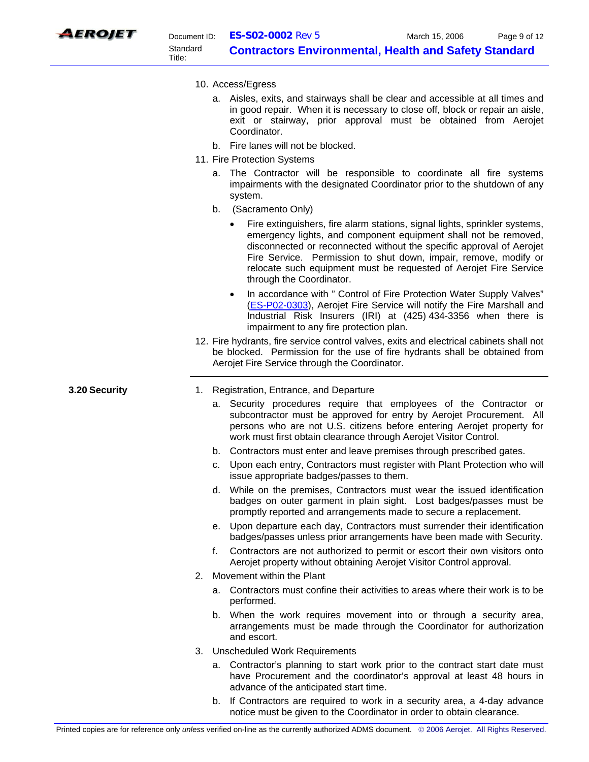10. Access/Egress
    a. Aisles, exits, and stairways shall be clear and accessible at all times and in good repair. When it is necessary to close off, block or repair an aisle, exit or stairway, prior approval must be obtained from Aerojet Coordinator.
    b. Fire lanes will not be blocked.
11. Fire Protection Systems
    a. The Contractor will be responsible to coordinate all fire systems impairments with the designated Coordinator prior to the shutdown of any system.
    b. (Sacramento Only)
       - Fire extinguishers, fire alarm stations, signal lights, sprinkler systems, emergency lights, and component equipment shall not be removed, disconnected or reconnected without the specific approval of Aerojet Fire Service. Permission to shut down, impair, remove, modify or relocate such equipment must be requested of Aerojet Fire Service through the Coordinator.
       - In accordance with " Control of Fire Protection Water Supply Valves" (ES-P02-0303), Aerojet Fire Service will notify the Fire Marshall and Industrial Risk Insurers (IRI) at (425) 434-3356 when there is impairment to any fire protection plan.
12. Fire hydrants, fire service control valves, exits and electrical cabinets shall not be blocked. Permission for the use of fire hydrants shall be obtained from Aerojet Fire Service through the Coordinator.

## 3.20 Security

1. Registration, Entrance, and Departure
   a. Security procedures require that employees of the Contractor or subcontractor must be approved for entry by Aerojet Procurement. All persons who are not U.S. citizens before entering Aerojet property for work must first obtain clearance through Aerojet Visitor Control.
   b. Contractors must enter and leave premises through prescribed gates.
   c. Upon each entry, Contractors must register with Plant Protection who will issue appropriate badges/passes to them.
   d. While on the premises, Contractors must wear the issued identification badges on outer garment in plain sight. Lost badges/passes must be promptly reported and arrangements made to secure a replacement.
   e. Upon departure each day, Contractors must surrender their identification badges/passes unless prior arrangements have been made with Security.
   f. Contractors are not authorized to permit or escort their own visitors onto Aerojet property without obtaining Aerojet Visitor Control approval.
2. Movement within the Plant
   a. Contractors must confine their activities to areas where their work is to be performed.
   b. When the work requires movement into or through a security area, arrangements must be made through the Coordinator for authorization and escort.
3. Unscheduled Work Requirements
   a. Contractor's planning to start work prior to the contract start date must have Procurement and the coordinator's approval at least 48 hours in advance of the anticipated start time.
   b. If Contractors are required to work in a security area, a 4-day advance notice must be given to the Coordinator in order to obtain clearance.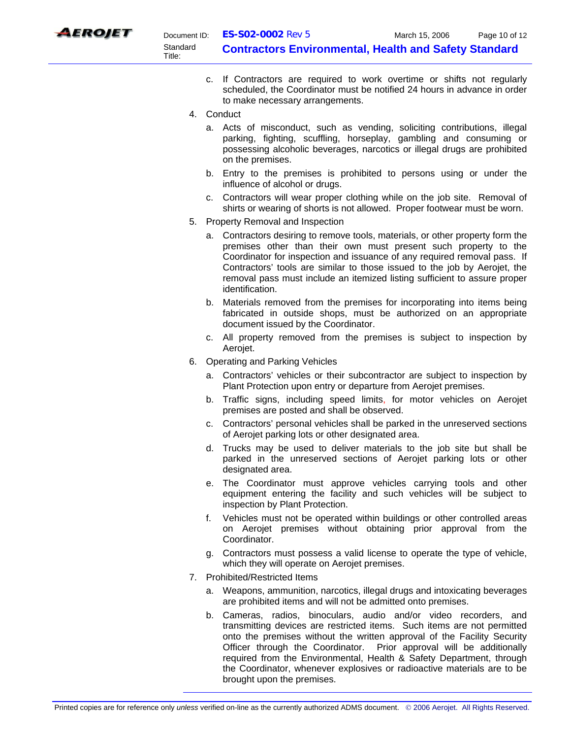c. If Contractors are required to work overtime or shifts not regularly scheduled, the Coordinator must be notified 24 hours in advance in order to make necessary arrangements.

4. Conduct

   a. Acts of misconduct, such as vending, soliciting contributions, illegal parking, fighting, scuffling, horseplay, gambling and consuming or possessing alcoholic beverages, narcotics or illegal drugs are prohibited on the premises.

   b. Entry to the premises is prohibited to persons using or under the influence of alcohol or drugs.

   c. Contractors will wear proper clothing while on the job site. Removal of shirts or wearing of shorts is not allowed. Proper footwear must be worn.

5. Property Removal and Inspection

   a. Contractors desiring to remove tools, materials, or other property form the premises other than their own must present such property to the Coordinator for inspection and issuance of any required removal pass. If Contractors' tools are similar to those issued to the job by Aerojet, the removal pass must include an itemized listing sufficient to assure proper identification.

   b. Materials removed from the premises for incorporating into items being fabricated in outside shops, must be authorized on an appropriate document issued by the Coordinator.

   c. All property removed from the premises is subject to inspection by Aerojet.

6. Operating and Parking Vehicles

   a. Contractors' vehicles or their subcontractor are subject to inspection by Plant Protection upon entry or departure from Aerojet premises.

   b. Traffic signs, including speed limits, for motor vehicles on Aerojet premises are posted and shall be observed.

   c. Contractors' personal vehicles shall be parked in the unreserved sections of Aerojet parking lots or other designated area.

   d. Trucks may be used to deliver materials to the job site but shall be parked in the unreserved sections of Aerojet parking lots or other designated area.

   e. The Coordinator must approve vehicles carrying tools and other equipment entering the facility and such vehicles will be subject to inspection by Plant Protection.

   f. Vehicles must not be operated within buildings or other controlled areas on Aerojet premises without obtaining prior approval from the Coordinator.

   g. Contractors must possess a valid license to operate the type of vehicle, which they will operate on Aerojet premises.

7. Prohibited/Restricted Items

   a. Weapons, ammunition, narcotics, illegal drugs and intoxicating beverages are prohibited items and will not be admitted onto premises.

   b. Cameras, radios, binoculars, audio and/or video recorders, and transmitting devices are restricted items. Such items are not permitted onto the premises without the written approval of the Facility Security Officer through the Coordinator. Prior approval will be additionally required from the Environmental, Health & Safety Department, through the Coordinator, whenever explosives or radioactive materials are to be brought upon the premises.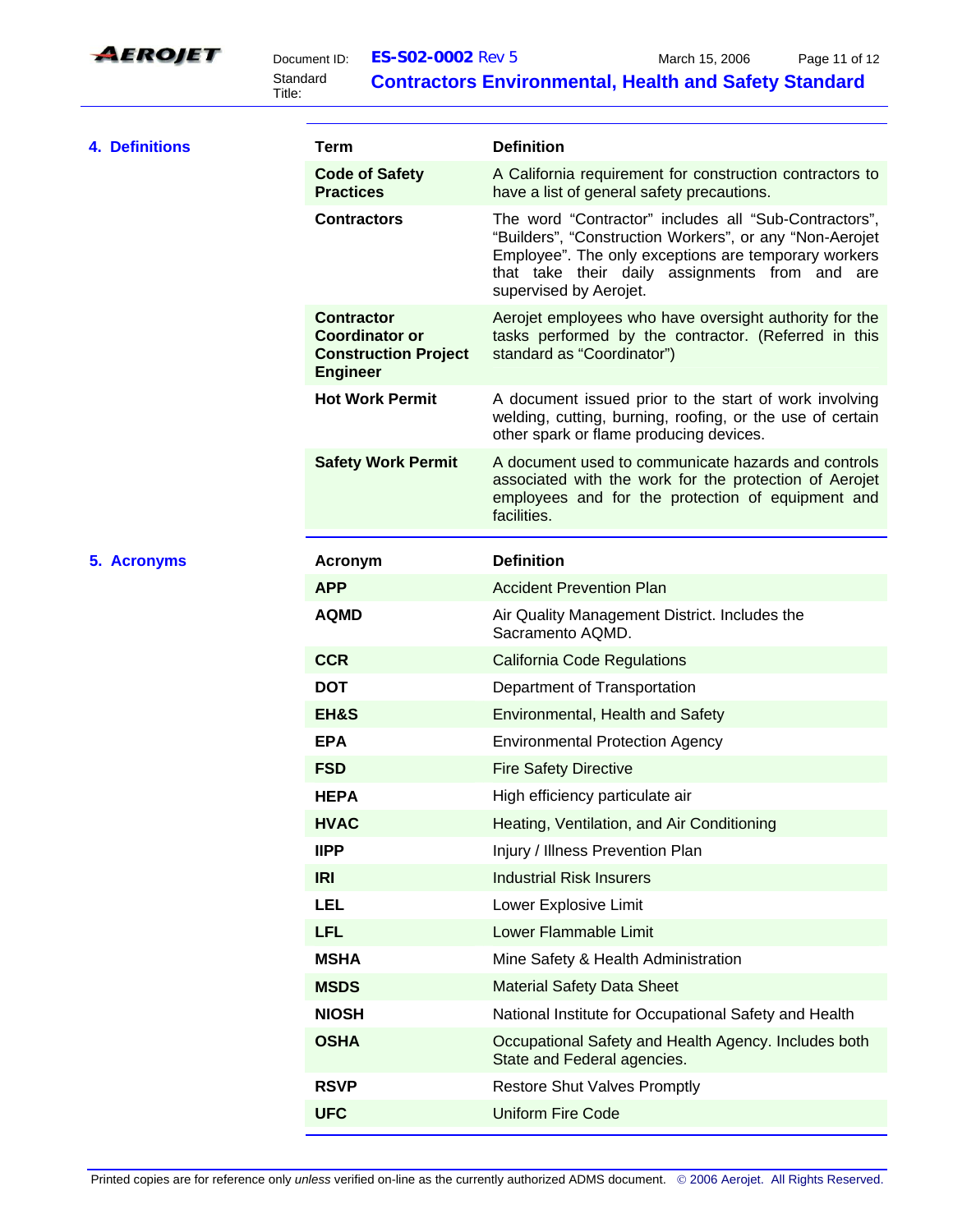## 4. Definitions

| Term | Definition |
|---|---|
| **Code of Safety Practices** | A California requirement for construction contractors to have a list of general safety precautions. |
| **Contractors** | The word "Contractor" includes all "Sub-Contractors", "Builders", "Construction Workers", or any "Non-Aerojet Employee". The only exceptions are temporary workers that take their daily assignments from and are supervised by Aerojet. |
| **Contractor Coordinator or Construction Project Engineer** | Aerojet employees who have oversight authority for the tasks performed by the contractor. (Referred in this standard as "Coordinator") |
| **Hot Work Permit** | A document issued prior to the start of work involving welding, cutting, burning, roofing, or the use of certain other spark or flame producing devices. |
| **Safety Work Permit** | A document used to communicate hazards and controls associated with the work for the protection of Aerojet employees and for the protection of equipment and facilities. |

## 5. Acronyms

| Acronym | Definition |
|---|---|
| **APP** | Accident Prevention Plan |
| **AQMD** | Air Quality Management District. Includes the Sacramento AQMD. |
| **CCR** | California Code Regulations |
| **DOT** | Department of Transportation |
| **EH&S** | Environmental, Health and Safety |
| **EPA** | Environmental Protection Agency |
| **FSD** | Fire Safety Directive |
| **HEPA** | High efficiency particulate air |
| **HVAC** | Heating, Ventilation, and Air Conditioning |
| **IIPP** | Injury / Illness Prevention Plan |
| **IRI** | Industrial Risk Insurers |
| **LEL** | Lower Explosive Limit |
| **LFL** | Lower Flammable Limit |
| **MSHA** | Mine Safety & Health Administration |
| **MSDS** | Material Safety Data Sheet |
| **NIOSH** | National Institute for Occupational Safety and Health |
| **OSHA** | Occupational Safety and Health Agency. Includes both State and Federal agencies. |
| **RSVP** | Restore Shut Valves Promptly |
| **UFC** | Uniform Fire Code |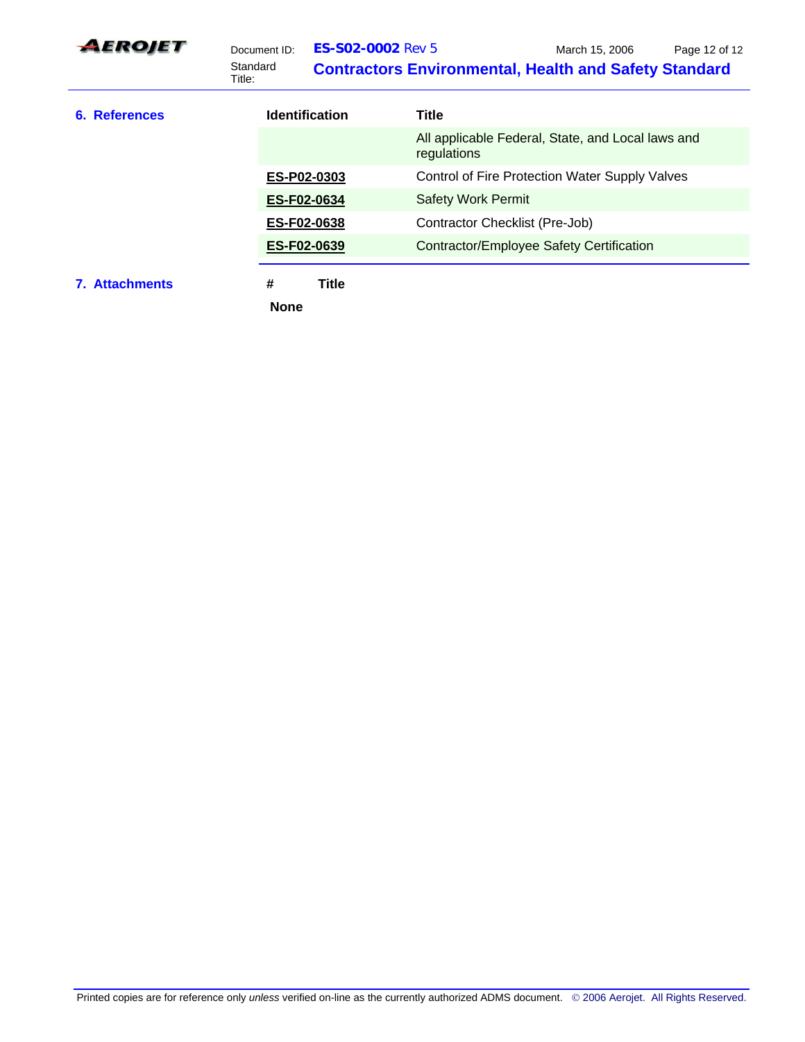## 6. References

| Identification | Title |
|---|---|
| | All applicable Federal, State, and Local laws and regulations |
| **ES-P02-0303** | Control of Fire Protection Water Supply Valves |
| **ES-F02-0634** | Safety Work Permit |
| **ES-F02-0638** | Contractor Checklist (Pre-Job) |
| **ES-F02-0639** | Contractor/Employee Safety Certification |

## 7. Attachments

| # | Title |
|---|---|
| **None** | |